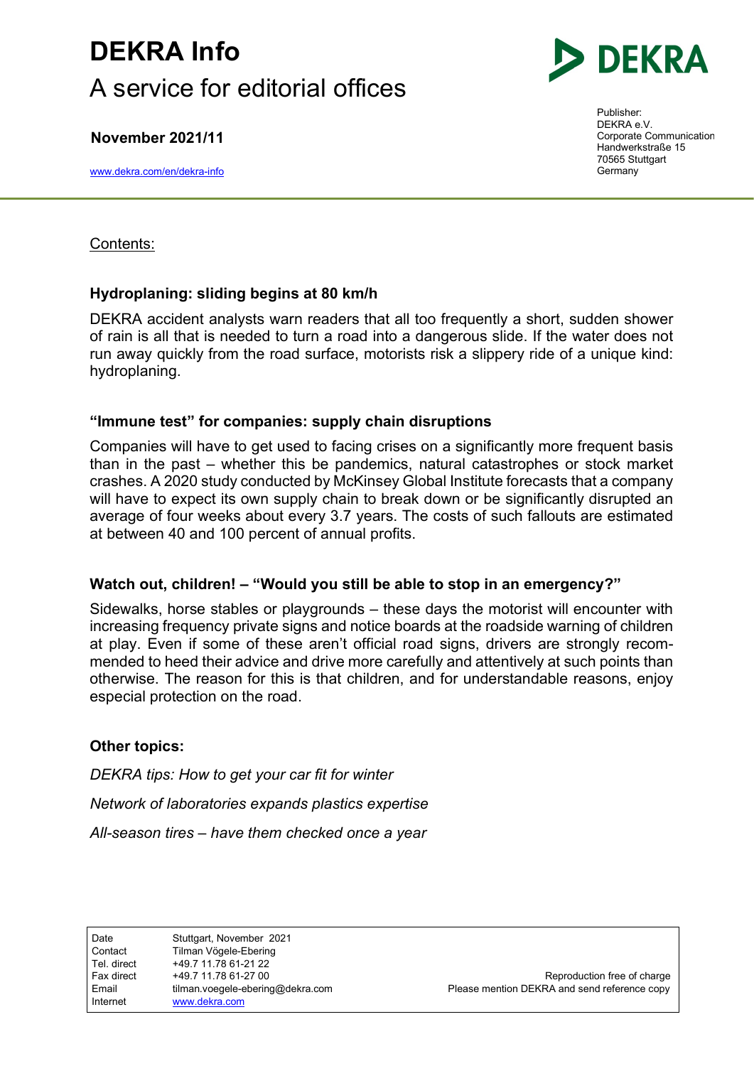# DEKRA Info

A service for editorial offices

**November 2021/11**

www.dekra.com/en/dekra-info

Publisher:
DEKRA e.V.
Corporate Communication
Handwerkstraße 15
70565 Stuttgart
Germany

Contents:

### Hydroplaning: sliding begins at 80 km/h

DEKRA accident analysts warn readers that all too frequently a short, sudden shower of rain is all that is needed to turn a road into a dangerous slide. If the water does not run away quickly from the road surface, motorists risk a slippery ride of a unique kind: hydroplaning.

### "Immune test" for companies: supply chain disruptions

Companies will have to get used to facing crises on a significantly more frequent basis than in the past – whether this be pandemics, natural catastrophes or stock market crashes. A 2020 study conducted by McKinsey Global Institute forecasts that a company will have to expect its own supply chain to break down or be significantly disrupted an average of four weeks about every 3.7 years. The costs of such fallouts are estimated at between 40 and 100 percent of annual profits.

### Watch out, children! – "Would you still be able to stop in an emergency?"

Sidewalks, horse stables or playgrounds – these days the motorist will encounter with increasing frequency private signs and notice boards at the roadside warning of children at play. Even if some of these aren't official road signs, drivers are strongly recommended to heed their advice and drive more carefully and attentively at such points than otherwise. The reason for this is that children, and for understandable reasons, enjoy especial protection on the road.

### Other topics:

*DEKRA tips: How to get your car fit for winter*

*Network of laboratories expands plastics expertise*

*All-season tires – have them checked once a year*

| | |
|---|---|
| Date | Stuttgart, November 2021 |
| Contact | Tilman Vögele-Ebering |
| Tel. direct | +49.7 11.78 61-21 22 |
| Fax direct | +49.7 11.78 61-27 00 |
| Email | tilman.voegele-ebering@dekra.com |
| Internet | www.dekra.com |

Reproduction free of charge
Please mention DEKRA and send reference copy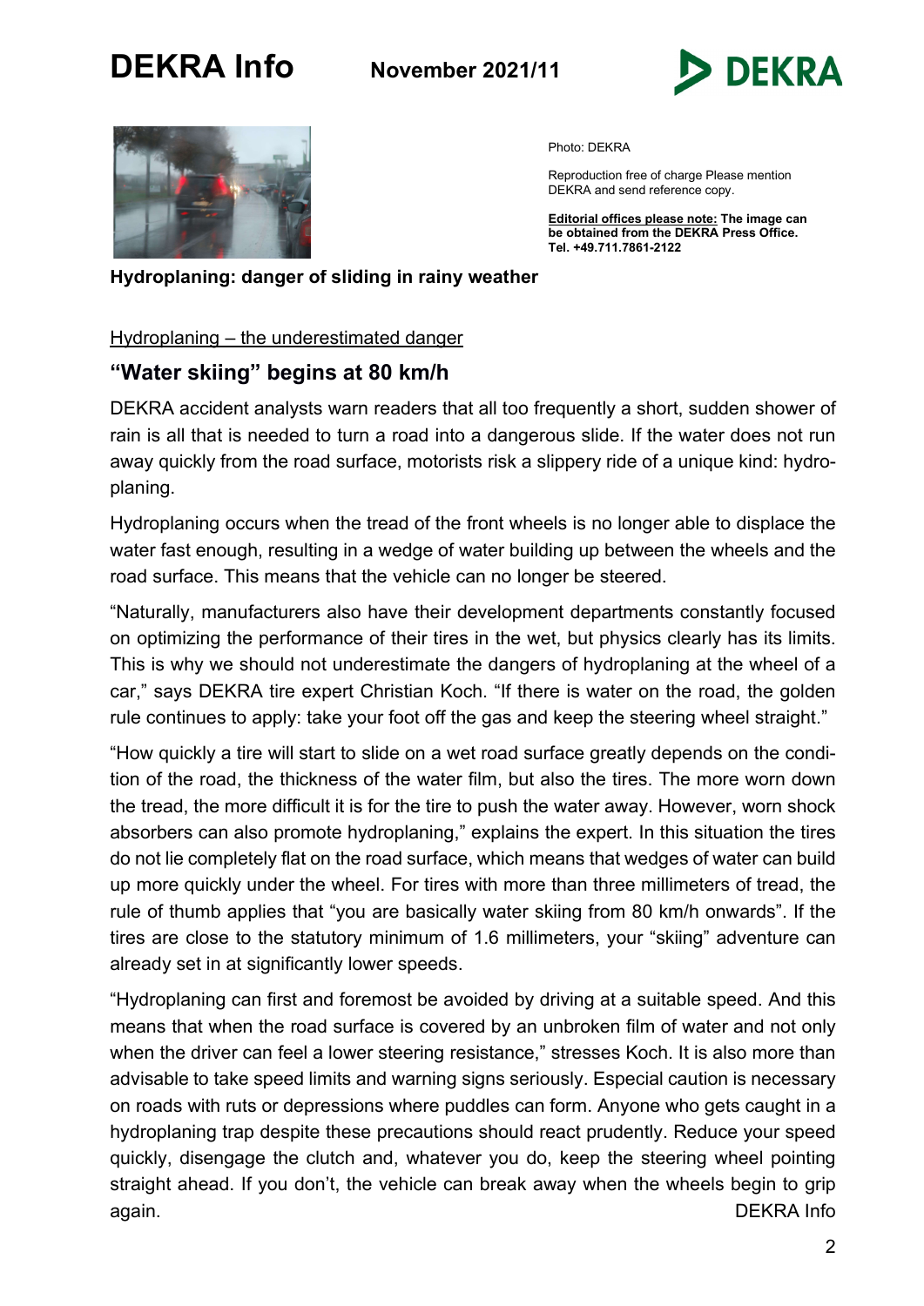Photo: DEKRA

Reproduction free of charge Please mention DEKRA and send reference copy.

**Editorial offices please note: The image can be obtained from the DEKRA Press Office. Tel. +49.711.7861-2122**

**Hydroplaning: danger of sliding in rainy weather**

Hydroplaning – the underestimated danger

## "Water skiing" begins at 80 km/h

DEKRA accident analysts warn readers that all too frequently a short, sudden shower of rain is all that is needed to turn a road into a dangerous slide. If the water does not run away quickly from the road surface, motorists risk a slippery ride of a unique kind: hydroplaning.

Hydroplaning occurs when the tread of the front wheels is no longer able to displace the water fast enough, resulting in a wedge of water building up between the wheels and the road surface. This means that the vehicle can no longer be steered.

"Naturally, manufacturers also have their development departments constantly focused on optimizing the performance of their tires in the wet, but physics clearly has its limits. This is why we should not underestimate the dangers of hydroplaning at the wheel of a car," says DEKRA tire expert Christian Koch. "If there is water on the road, the golden rule continues to apply: take your foot off the gas and keep the steering wheel straight."

"How quickly a tire will start to slide on a wet road surface greatly depends on the condition of the road, the thickness of the water film, but also the tires. The more worn down the tread, the more difficult it is for the tire to push the water away. However, worn shock absorbers can also promote hydroplaning," explains the expert. In this situation the tires do not lie completely flat on the road surface, which means that wedges of water can build up more quickly under the wheel. For tires with more than three millimeters of tread, the rule of thumb applies that "you are basically water skiing from 80 km/h onwards". If the tires are close to the statutory minimum of 1.6 millimeters, your "skiing" adventure can already set in at significantly lower speeds.

"Hydroplaning can first and foremost be avoided by driving at a suitable speed. And this means that when the road surface is covered by an unbroken film of water and not only when the driver can feel a lower steering resistance," stresses Koch. It is also more than advisable to take speed limits and warning signs seriously. Especial caution is necessary on roads with ruts or depressions where puddles can form. Anyone who gets caught in a hydroplaning trap despite these precautions should react prudently. Reduce your speed quickly, disengage the clutch and, whatever you do, keep the steering wheel pointing straight ahead. If you don't, the vehicle can break away when the wheels begin to grip again.

DEKRA Info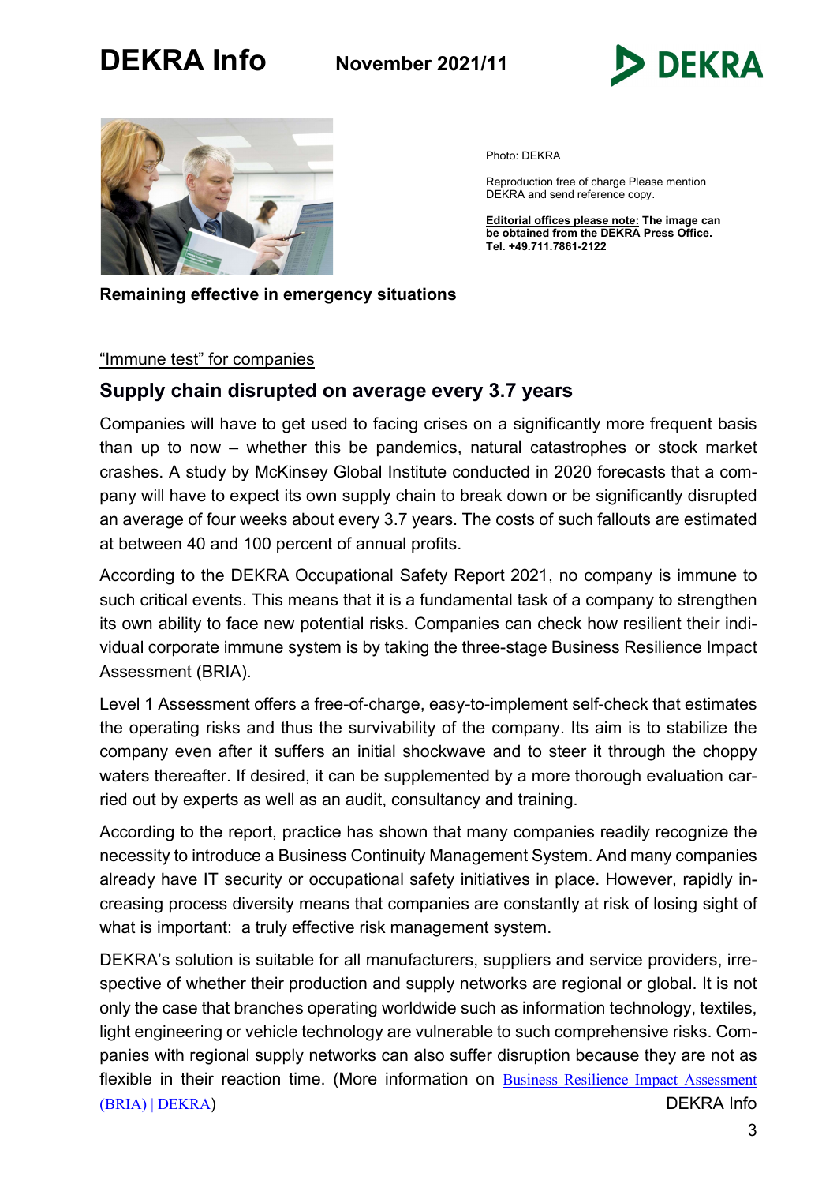Photo: DEKRA

Reproduction free of charge Please mention DEKRA and send reference copy.

**Editorial offices please note: The image can be obtained from the DEKRA Press Office. Tel. +49.711.7861-2122**

**Remaining effective in emergency situations**

"Immune test" for companies

## Supply chain disrupted on average every 3.7 years

Companies will have to get used to facing crises on a significantly more frequent basis than up to now – whether this be pandemics, natural catastrophes or stock market crashes. A study by McKinsey Global Institute conducted in 2020 forecasts that a company will have to expect its own supply chain to break down or be significantly disrupted an average of four weeks about every 3.7 years. The costs of such fallouts are estimated at between 40 and 100 percent of annual profits.

According to the DEKRA Occupational Safety Report 2021, no company is immune to such critical events. This means that it is a fundamental task of a company to strengthen its own ability to face new potential risks. Companies can check how resilient their individual corporate immune system is by taking the three-stage Business Resilience Impact Assessment (BRIA).

Level 1 Assessment offers a free-of-charge, easy-to-implement self-check that estimates the operating risks and thus the survivability of the company. Its aim is to stabilize the company even after it suffers an initial shockwave and to steer it through the choppy waters thereafter. If desired, it can be supplemented by a more thorough evaluation carried out by experts as well as an audit, consultancy and training.

According to the report, practice has shown that many companies readily recognize the necessity to introduce a Business Continuity Management System. And many companies already have IT security or occupational safety initiatives in place. However, rapidly increasing process diversity means that companies are constantly at risk of losing sight of what is important: a truly effective risk management system.

DEKRA's solution is suitable for all manufacturers, suppliers and service providers, irrespective of whether their production and supply networks are regional or global. It is not only the case that branches operating worldwide such as information technology, textiles, light engineering or vehicle technology are vulnerable to such comprehensive risks. Companies with regional supply networks can also suffer disruption because they are not as flexible in their reaction time. (More information on Business Resilience Impact Assessment (BRIA) | DEKRA)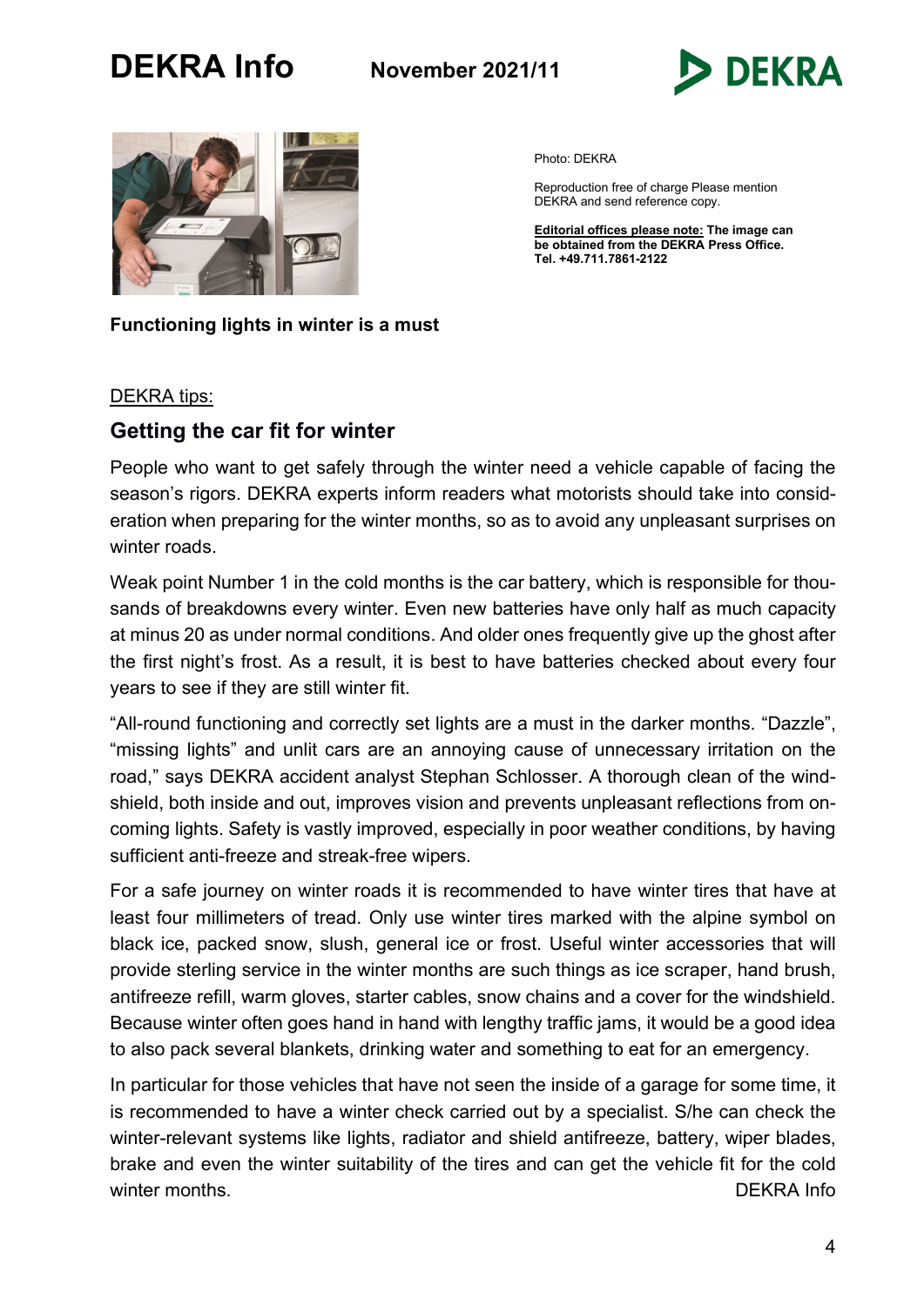Photo: DEKRA

Reproduction free of charge Please mention DEKRA and send reference copy.

**Editorial offices please note: The image can be obtained from the DEKRA Press Office. Tel. +49.711.7861-2122**

**Functioning lights in winter is a must**

DEKRA tips:

## Getting the car fit for winter

People who want to get safely through the winter need a vehicle capable of facing the season's rigors. DEKRA experts inform readers what motorists should take into consideration when preparing for the winter months, so as to avoid any unpleasant surprises on winter roads.

Weak point Number 1 in the cold months is the car battery, which is responsible for thousands of breakdowns every winter. Even new batteries have only half as much capacity at minus 20 as under normal conditions. And older ones frequently give up the ghost after the first night's frost. As a result, it is best to have batteries checked about every four years to see if they are still winter fit.

"All-round functioning and correctly set lights are a must in the darker months. "Dazzle", "missing lights" and unlit cars are an annoying cause of unnecessary irritation on the road," says DEKRA accident analyst Stephan Schlosser. A thorough clean of the windshield, both inside and out, improves vision and prevents unpleasant reflections from oncoming lights. Safety is vastly improved, especially in poor weather conditions, by having sufficient anti-freeze and streak-free wipers.

For a safe journey on winter roads it is recommended to have winter tires that have at least four millimeters of tread. Only use winter tires marked with the alpine symbol on black ice, packed snow, slush, general ice or frost. Useful winter accessories that will provide sterling service in the winter months are such things as ice scraper, hand brush, antifreeze refill, warm gloves, starter cables, snow chains and a cover for the windshield. Because winter often goes hand in hand with lengthy traffic jams, it would be a good idea to also pack several blankets, drinking water and something to eat for an emergency.

In particular for those vehicles that have not seen the inside of a garage for some time, it is recommended to have a winter check carried out by a specialist. S/he can check the winter-relevant systems like lights, radiator and shield antifreeze, battery, wiper blades, brake and even the winter suitability of the tires and can get the vehicle fit for the cold winter months. DEKRA Info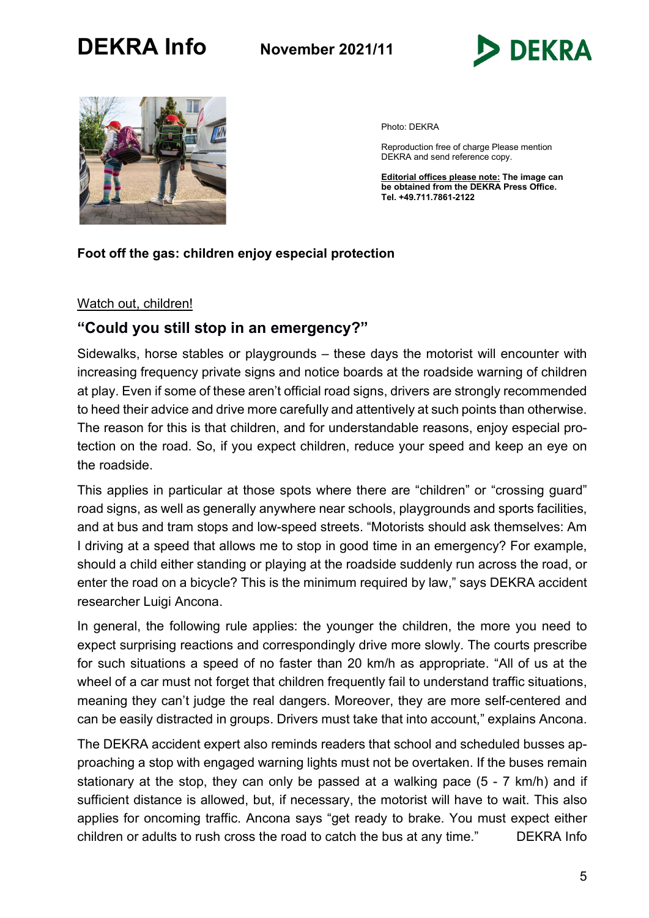Photo: DEKRA

Reproduction free of charge Please mention DEKRA and send reference copy.

**Editorial offices please note: The image can be obtained from the DEKRA Press Office. Tel. +49.711.7861-2122**

**Foot off the gas: children enjoy especial protection**

Watch out, children!

## "Could you still stop in an emergency?"

Sidewalks, horse stables or playgrounds – these days the motorist will encounter with increasing frequency private signs and notice boards at the roadside warning of children at play. Even if some of these aren't official road signs, drivers are strongly recommended to heed their advice and drive more carefully and attentively at such points than otherwise. The reason for this is that children, and for understandable reasons, enjoy especial protection on the road. So, if you expect children, reduce your speed and keep an eye on the roadside.

This applies in particular at those spots where there are "children" or "crossing guard" road signs, as well as generally anywhere near schools, playgrounds and sports facilities, and at bus and tram stops and low-speed streets. "Motorists should ask themselves: Am I driving at a speed that allows me to stop in good time in an emergency? For example, should a child either standing or playing at the roadside suddenly run across the road, or enter the road on a bicycle? This is the minimum required by law," says DEKRA accident researcher Luigi Ancona.

In general, the following rule applies: the younger the children, the more you need to expect surprising reactions and correspondingly drive more slowly. The courts prescribe for such situations a speed of no faster than 20 km/h as appropriate. "All of us at the wheel of a car must not forget that children frequently fail to understand traffic situations, meaning they can't judge the real dangers. Moreover, they are more self-centered and can be easily distracted in groups. Drivers must take that into account," explains Ancona.

The DEKRA accident expert also reminds readers that school and scheduled busses approaching a stop with engaged warning lights must not be overtaken. If the buses remain stationary at the stop, they can only be passed at a walking pace (5 - 7 km/h) and if sufficient distance is allowed, but, if necessary, the motorist will have to wait. This also applies for oncoming traffic. Ancona says "get ready to brake. You must expect either children or adults to rush cross the road to catch the bus at any time." DEKRA Info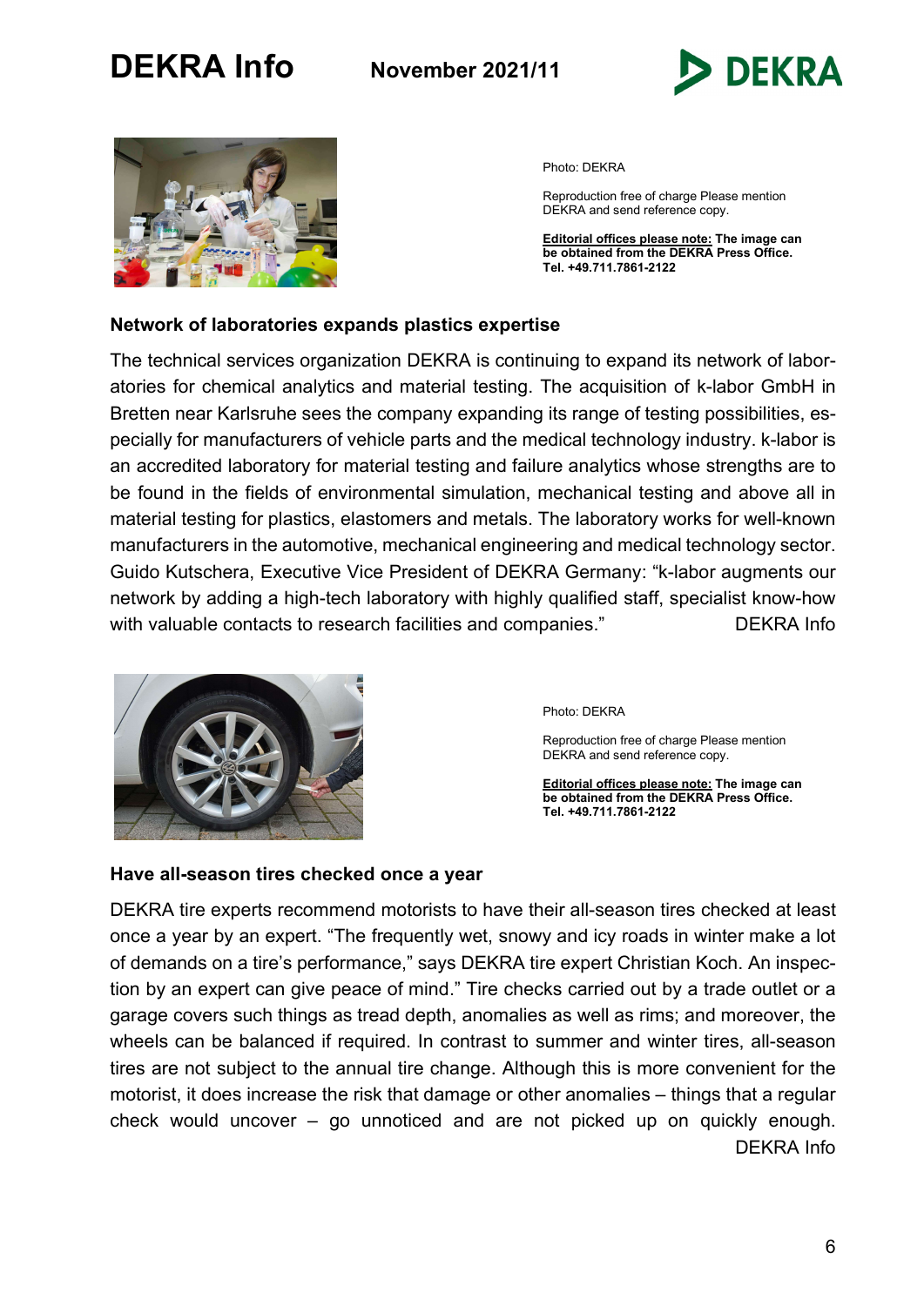Photo: DEKRA

Reproduction free of charge Please mention DEKRA and send reference copy.

**Editorial offices please note: The image can be obtained from the DEKRA Press Office. Tel. +49.711.7861-2122**

**Network of laboratories expands plastics expertise**

The technical services organization DEKRA is continuing to expand its network of laboratories for chemical analytics and material testing. The acquisition of k-labor GmbH in Bretten near Karlsruhe sees the company expanding its range of testing possibilities, especially for manufacturers of vehicle parts and the medical technology industry. k-labor is an accredited laboratory for material testing and failure analytics whose strengths are to be found in the fields of environmental simulation, mechanical testing and above all in material testing for plastics, elastomers and metals. The laboratory works for well-known manufacturers in the automotive, mechanical engineering and medical technology sector. Guido Kutschera, Executive Vice President of DEKRA Germany: "k-labor augments our network by adding a high-tech laboratory with highly qualified staff, specialist know-how with valuable contacts to research facilities and companies." DEKRA Info

Photo: DEKRA

Reproduction free of charge Please mention DEKRA and send reference copy.

**Editorial offices please note: The image can be obtained from the DEKRA Press Office. Tel. +49.711.7861-2122**

**Have all-season tires checked once a year**

DEKRA tire experts recommend motorists to have their all-season tires checked at least once a year by an expert. "The frequently wet, snowy and icy roads in winter make a lot of demands on a tire's performance," says DEKRA tire expert Christian Koch. An inspection by an expert can give peace of mind." Tire checks carried out by a trade outlet or a garage covers such things as tread depth, anomalies as well as rims; and moreover, the wheels can be balanced if required. In contrast to summer and winter tires, all-season tires are not subject to the annual tire change. Although this is more convenient for the motorist, it does increase the risk that damage or other anomalies – things that a regular check would uncover – go unnoticed and are not picked up on quickly enough. DEKRA Info